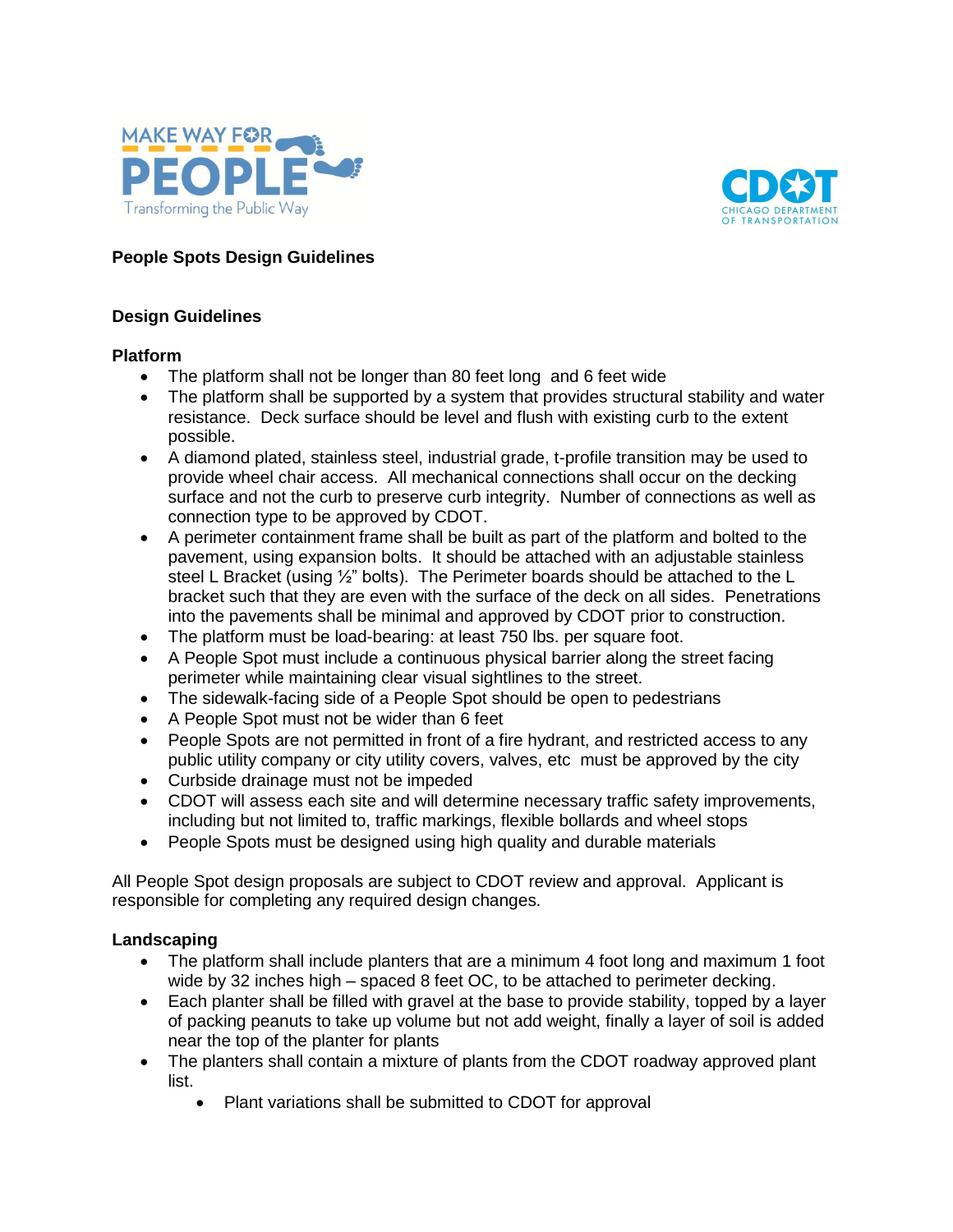# People Spots Design Guidelines

## Design Guidelines

### Platform

- The platform shall not be longer than 80 feet long and 6 feet wide
- The platform shall be supported by a system that provides structural stability and water resistance. Deck surface should be level and flush with existing curb to the extent possible.
- A diamond plated, stainless steel, industrial grade, t-profile transition may be used to provide wheel chair access. All mechanical connections shall occur on the decking surface and not the curb to preserve curb integrity. Number of connections as well as connection type to be approved by CDOT.
- A perimeter containment frame shall be built as part of the platform and bolted to the pavement, using expansion bolts. It should be attached with an adjustable stainless steel L Bracket (using ½" bolts). The Perimeter boards should be attached to the L bracket such that they are even with the surface of the deck on all sides. Penetrations into the pavements shall be minimal and approved by CDOT prior to construction.
- The platform must be load-bearing: at least 750 lbs. per square foot.
- A People Spot must include a continuous physical barrier along the street facing perimeter while maintaining clear visual sightlines to the street.
- The sidewalk-facing side of a People Spot should be open to pedestrians
- A People Spot must not be wider than 6 feet
- People Spots are not permitted in front of a fire hydrant, and restricted access to any public utility company or city utility covers, valves, etc must be approved by the city
- Curbside drainage must not be impeded
- CDOT will assess each site and will determine necessary traffic safety improvements, including but not limited to, traffic markings, flexible bollards and wheel stops
- People Spots must be designed using high quality and durable materials

All People Spot design proposals are subject to CDOT review and approval. Applicant is responsible for completing any required design changes.

### Landscaping

- The platform shall include planters that are a minimum 4 foot long and maximum 1 foot wide by 32 inches high – spaced 8 feet OC, to be attached to perimeter decking.
- Each planter shall be filled with gravel at the base to provide stability, topped by a layer of packing peanuts to take up volume but not add weight, finally a layer of soil is added near the top of the planter for plants
- The planters shall contain a mixture of plants from the CDOT roadway approved plant list.
    - Plant variations shall be submitted to CDOT for approval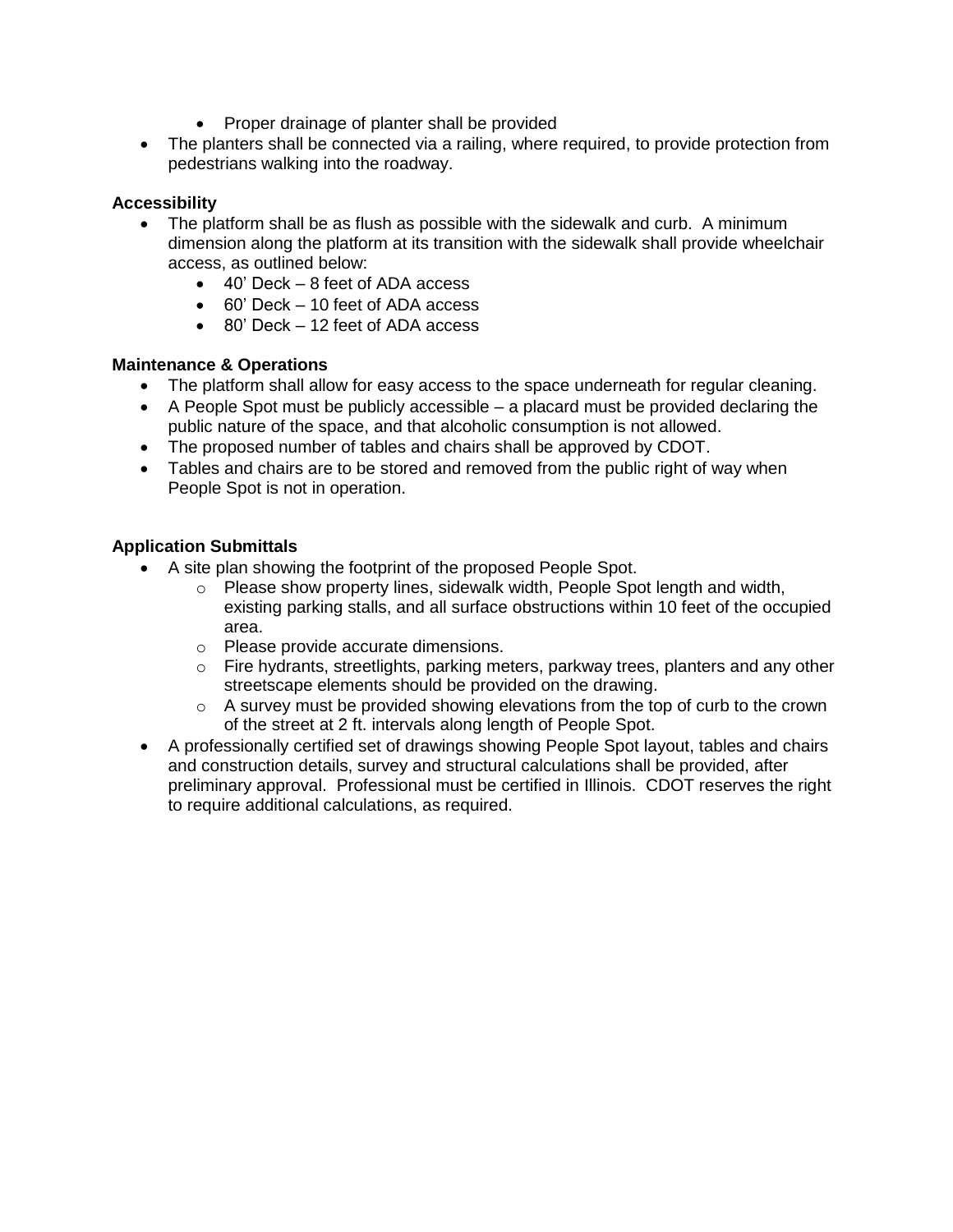- Proper drainage of planter shall be provided
- The planters shall be connected via a railing, where required, to provide protection from pedestrians walking into the roadway.

**Accessibility**

- The platform shall be as flush as possible with the sidewalk and curb. A minimum dimension along the platform at its transition with the sidewalk shall provide wheelchair access, as outlined below:
  - 40' Deck – 8 feet of ADA access
  - 60' Deck – 10 feet of ADA access
  - 80' Deck – 12 feet of ADA access

**Maintenance & Operations**

- The platform shall allow for easy access to the space underneath for regular cleaning.
- A People Spot must be publicly accessible – a placard must be provided declaring the public nature of the space, and that alcoholic consumption is not allowed.
- The proposed number of tables and chairs shall be approved by CDOT.
- Tables and chairs are to be stored and removed from the public right of way when People Spot is not in operation.

**Application Submittals**

- A site plan showing the footprint of the proposed People Spot.
  - Please show property lines, sidewalk width, People Spot length and width, existing parking stalls, and all surface obstructions within 10 feet of the occupied area.
  - Please provide accurate dimensions.
  - Fire hydrants, streetlights, parking meters, parkway trees, planters and any other streetscape elements should be provided on the drawing.
  - A survey must be provided showing elevations from the top of curb to the crown of the street at 2 ft. intervals along length of People Spot.
- A professionally certified set of drawings showing People Spot layout, tables and chairs and construction details, survey and structural calculations shall be provided, after preliminary approval. Professional must be certified in Illinois. CDOT reserves the right to require additional calculations, as required.